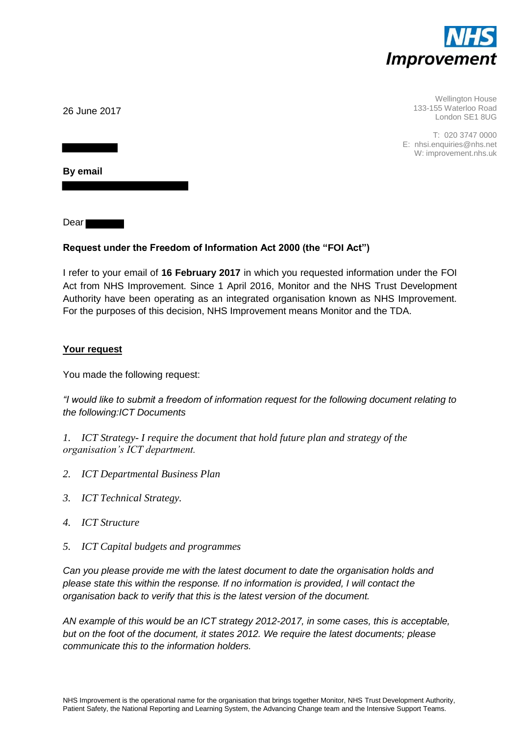# NHS Improvement

Wellington House
133-155 Waterloo Road
London SE1 8UG

T: 020 3747 0000
E: nhsi.enquiries@nhs.net
W: improvement.nhs.uk

26 June 2017

**By email**

Dear

**Request under the Freedom of Information Act 2000 (the "FOI Act")**

I refer to your email of **16 February 2017** in which you requested information under the FOI Act from NHS Improvement. Since 1 April 2016, Monitor and the NHS Trust Development Authority have been operating as an integrated organisation known as NHS Improvement. For the purposes of this decision, NHS Improvement means Monitor and the TDA.

## Your request

You made the following request:

*"I would like to submit a freedom of information request for the following document relating to the following:ICT Documents*

1. *ICT Strategy- I require the document that hold future plan and strategy of the organisation's ICT department.*
2. *ICT Departmental Business Plan*
3. *ICT Technical Strategy.*
4. *ICT Structure*
5. *ICT Capital budgets and programmes*

*Can you please provide me with the latest document to date the organisation holds and please state this within the response. If no information is provided, I will contact the organisation back to verify that this is the latest version of the document.*

*AN example of this would be an ICT strategy 2012-2017, in some cases, this is acceptable, but on the foot of the document, it states 2012. We require the latest documents; please communicate this to the information holders.*

NHS Improvement is the operational name for the organisation that brings together Monitor, NHS Trust Development Authority, Patient Safety, the National Reporting and Learning System, the Advancing Change team and the Intensive Support Teams.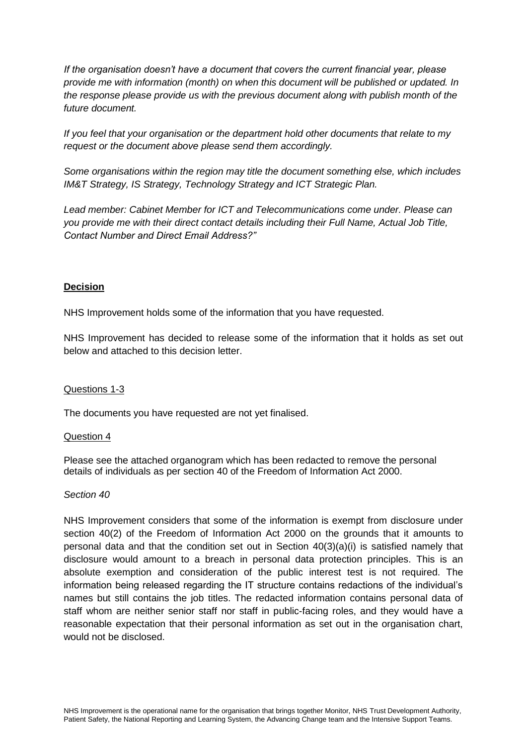*If the organisation doesn't have a document that covers the current financial year, please provide me with information (month) on when this document will be published or updated. In the response please provide us with the previous document along with publish month of the future document.*

*If you feel that your organisation or the department hold other documents that relate to my request or the document above please send them accordingly.*

*Some organisations within the region may title the document something else, which includes IM&T Strategy, IS Strategy, Technology Strategy and ICT Strategic Plan.*

*Lead member: Cabinet Member for ICT and Telecommunications come under. Please can you provide me with their direct contact details including their Full Name, Actual Job Title, Contact Number and Direct Email Address?"*

**Decision**

NHS Improvement holds some of the information that you have requested.

NHS Improvement has decided to release some of the information that it holds as set out below and attached to this decision letter.

Questions 1-3

The documents you have requested are not yet finalised.

Question 4

Please see the attached organogram which has been redacted to remove the personal details of individuals as per section 40 of the Freedom of Information Act 2000.

*Section 40*

NHS Improvement considers that some of the information is exempt from disclosure under section 40(2) of the Freedom of Information Act 2000 on the grounds that it amounts to personal data and that the condition set out in Section 40(3)(a)(i) is satisfied namely that disclosure would amount to a breach in personal data protection principles. This is an absolute exemption and consideration of the public interest test is not required. The information being released regarding the IT structure contains redactions of the individual's names but still contains the job titles. The redacted information contains personal data of staff whom are neither senior staff nor staff in public-facing roles, and they would have a reasonable expectation that their personal information as set out in the organisation chart, would not be disclosed.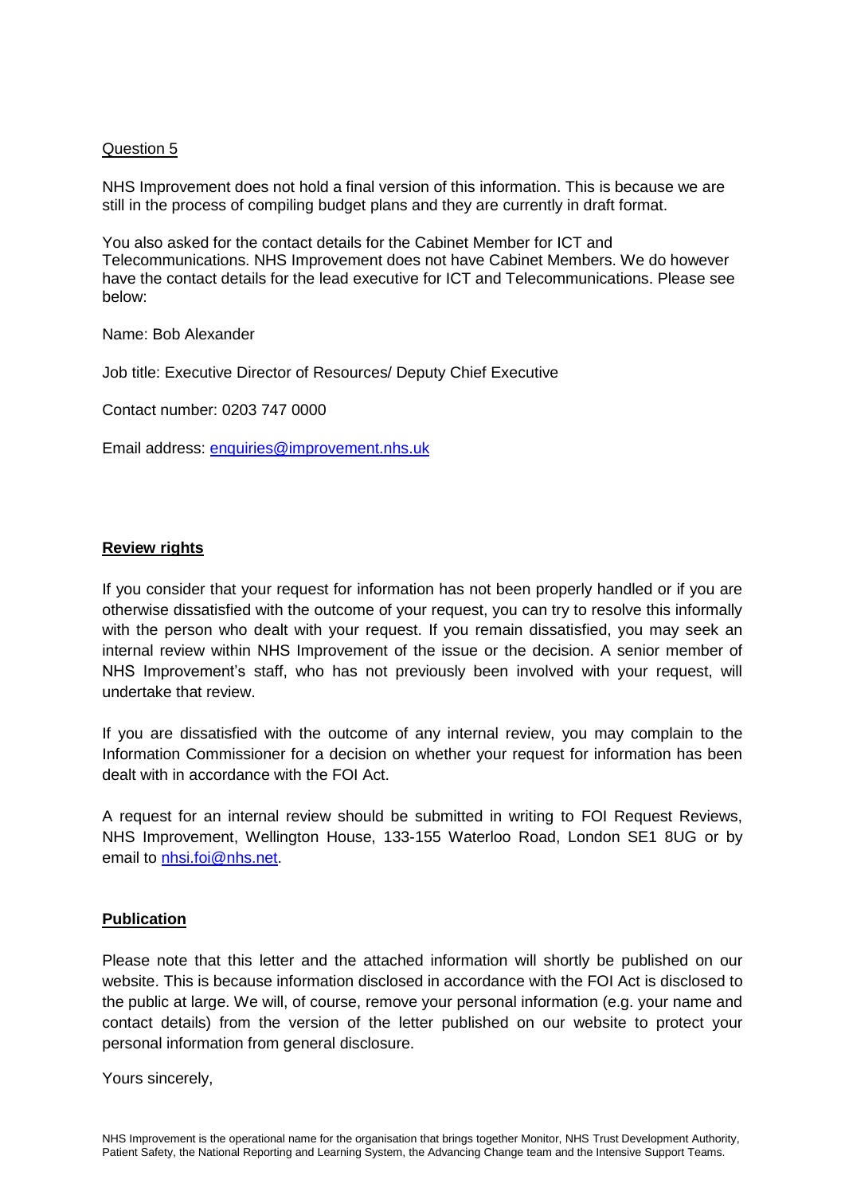Question 5

NHS Improvement does not hold a final version of this information. This is because we are still in the process of compiling budget plans and they are currently in draft format.

You also asked for the contact details for the Cabinet Member for ICT and Telecommunications. NHS Improvement does not have Cabinet Members. We do however have the contact details for the lead executive for ICT and Telecommunications. Please see below:

Name: Bob Alexander

Job title: Executive Director of Resources/ Deputy Chief Executive

Contact number: 0203 747 0000

Email address: enquiries@improvement.nhs.uk

## **Review rights**

If you consider that your request for information has not been properly handled or if you are otherwise dissatisfied with the outcome of your request, you can try to resolve this informally with the person who dealt with your request. If you remain dissatisfied, you may seek an internal review within NHS Improvement of the issue or the decision. A senior member of NHS Improvement's staff, who has not previously been involved with your request, will undertake that review.

If you are dissatisfied with the outcome of any internal review, you may complain to the Information Commissioner for a decision on whether your request for information has been dealt with in accordance with the FOI Act.

A request for an internal review should be submitted in writing to FOI Request Reviews, NHS Improvement, Wellington House, 133-155 Waterloo Road, London SE1 8UG or by email to nhsi.foi@nhs.net.

## **Publication**

Please note that this letter and the attached information will shortly be published on our website. This is because information disclosed in accordance with the FOI Act is disclosed to the public at large. We will, of course, remove your personal information (e.g. your name and contact details) from the version of the letter published on our website to protect your personal information from general disclosure.

Yours sincerely,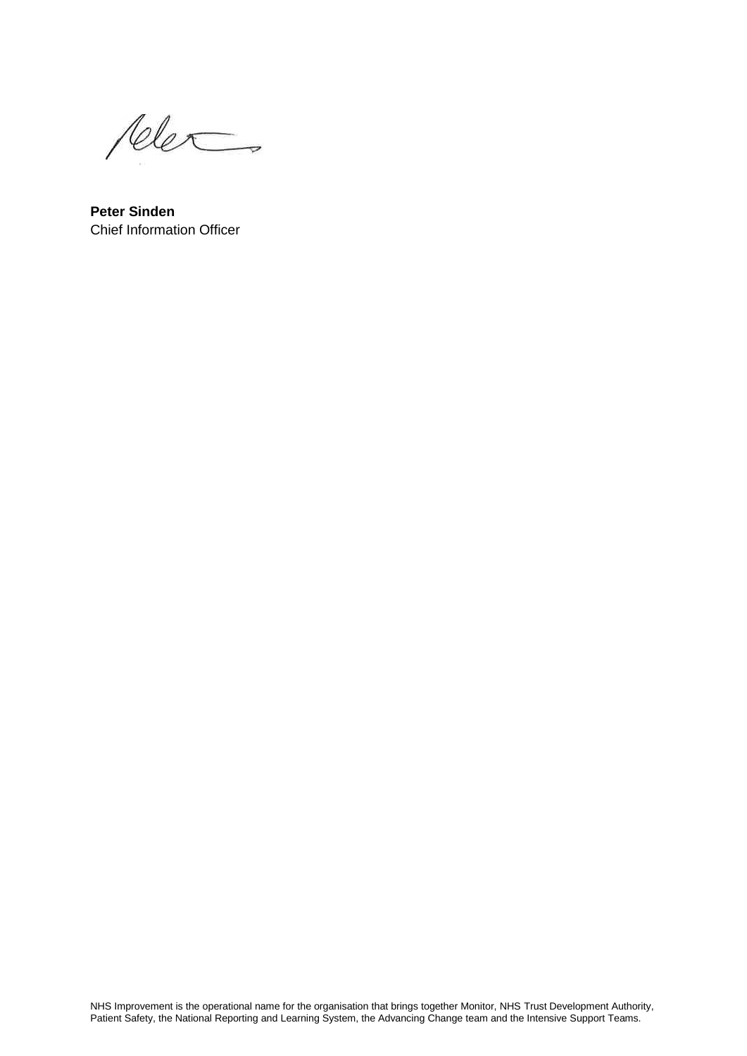**Peter Sinden**
Chief Information Officer

NHS Improvement is the operational name for the organisation that brings together Monitor, NHS Trust Development Authority, Patient Safety, the National Reporting and Learning System, the Advancing Change team and the Intensive Support Teams.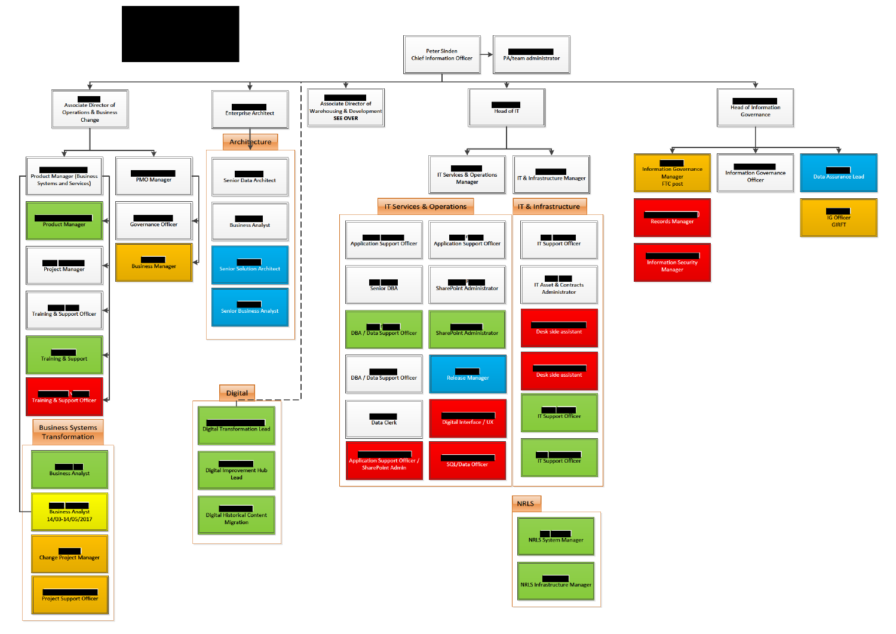Peter Sinden
Chief Information Officer

PA/team administrator

Associate Director of Operations & Business Change

- Product Manager (Business Systems and Services)
  - Product Manager
  - Project Manager
  - Training & Support Officer
  - Training & Support
  - Training & Support Officer
- PMO Manager
  - Governance Officer
  - Business Manager

Business Systems Transformation

- Business Analyst
- Business Analyst 14/03-14/05/2017
- Change Project Manager
- Project Support Officer

Enterprise Architect

Architecture

- Senior Data Architect
- Business Analyst
- Senior Solution Architect
- Senior Business Analyst

Associate Director of Warehousing & Development
SEE OVER

Digital

- Digital Transformation Lead
- Digital Improvement Hub Lead
- Digital Historical Content Migration

Head of IT

- IT Services & Operations Manager
- IT & Infrastructure Manager

IT Services & Operations

- Application Support Officer
- Application Support Officer
- Senior DBA
- SharePoint Administrator
- DBA / Data Support Officer
- SharePoint Administrator
- DBA / Data Support Officer
- Release Manager
- Data Clerk
- Digital Interface / UX
- Application Support Officer / SharePoint Admin
- SQL/Data Officer

IT & Infrastructure

- IT Support Officer
- IT Asset & Contracts Administrator
- Desk side assistant
- Desk side assistant
- IT Support Officer
- IT Support Officer

NRLS

- NRLS System Manager
- NRLS Infrastructure Manager

Head of Information Governance

- Information Governance Manager FTC post
- Records Manager
- Information Security Manager
- Information Governance Officer
- Data Assurance Lead
- IG Officer GIRFT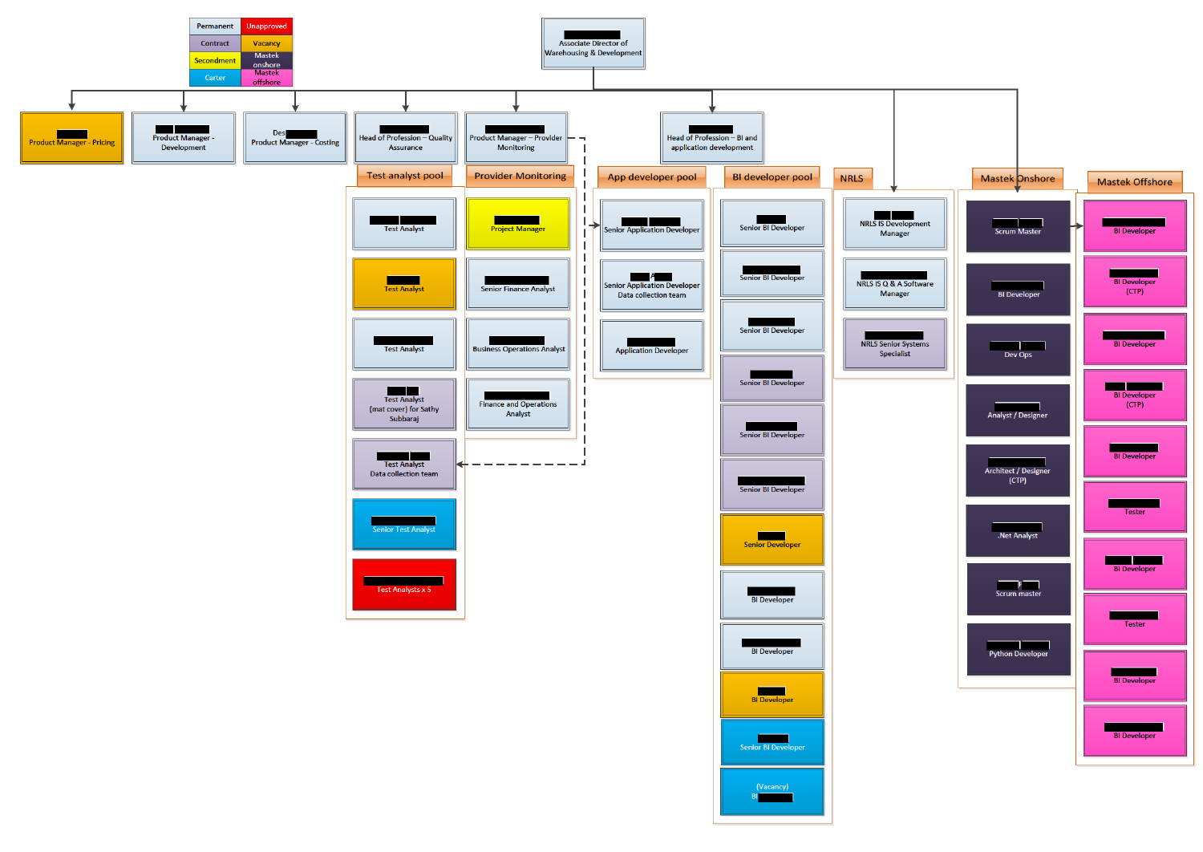| | |
|---|---|
| Permanent | Unapproved |
| Contract | Vacancy |
| Secondment | Mastek onshore |
| Carter | Mastek offshore |

Associate Director of Warehousing & Development

Product Manager - Pricing

Product Manager - Development

Des
Product Manager - Costing

Head of Profession – Quality Assurance

Product Manager – Provider Monitoring

Head of Profession – BI and application development

**Test analyst pool**

- Test Analyst
- Test Analyst
- Test Analyst
- Test Analyst (mat cover) for Sathy Subbaraj
- Test Analyst Data collection team
- Senior Test Analyst
- Test Analysts x 5

**Provider Monitoring**

- Project Manager
- Senior Finance Analyst
- Business Operations Analyst
- Finance and Operations Analyst

**App developer pool**

- Senior Application Developer
- Senior Application Developer Data collection team
- Application Developer

**BI developer pool**

- Senior BI Developer
- Senior BI Developer
- Senior BI Developer
- Senior BI Developer
- Senior BI Developer
- Senior BI Developer
- Senior Developer
- BI Developer
- BI Developer
- BI Developer
- Senior BI Developer
- (Vacancy) BI

**NRLS**

- NRLS IS Development Manager
- NRLS IS Q & A Software Manager
- NRLS Senior Systems Specialist

**Mastek Onshore**

- Scrum Master
- BI Developer
- Dev Ops
- Analyst / Designer
- Architect / Designer (CTP)
- .Net Analyst
- Scrum master
- Python Developer

**Mastek Offshore**

- BI Developer
- BI Developer (CTP)
- BI Developer
- BI Developer (CTP)
- BI Developer
- Tester
- BI Developer
- Tester
- BI Developer
- BI Developer